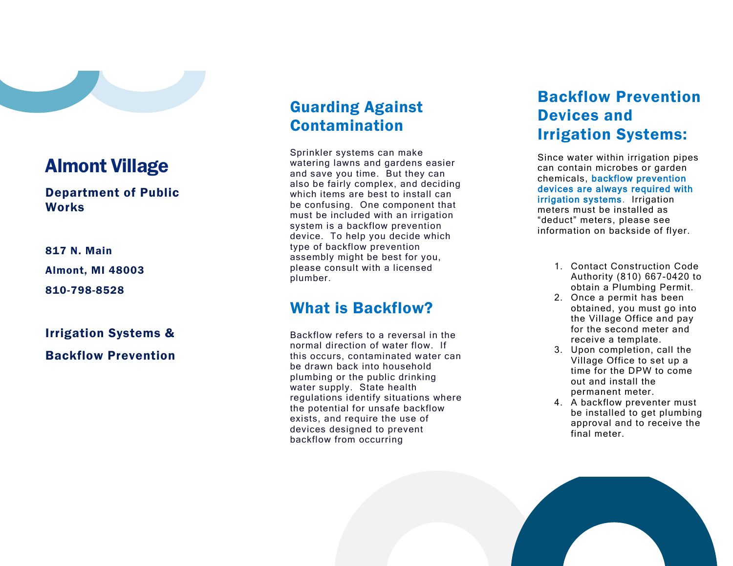# Almont Village

**Department of Public Works**

**817 N. Main**

**Almont, MI 48003**

**810-798-8528**

**Irrigation Systems &**

**Backflow Prevention**

## Guarding Against Contamination

Sprinkler systems can make watering lawns and gardens easier and save you time. But they can also be fairly complex, and deciding which items are best to install can be confusing. One component that must be included with an irrigation system is a backflow prevention device. To help you decide which type of backflow prevention assembly might be best for you, please consult with a licensed plumber.

## What is Backflow?

Backflow refers to a reversal in the normal direction of water flow. If this occurs, contaminated water can be drawn back into household plumbing or the public drinking water supply. State health regulations identify situations where the potential for unsafe backflow exists, and require the use of devices designed to prevent backflow from occurring

## Backflow Prevention Devices and Irrigation Systems:

Since water within irrigation pipes can contain microbes or garden chemicals, **backflow prevention devices are always required with irrigation systems**. Irrigation meters must be installed as "deduct" meters, please see information on backside of flyer.

1. Contact Construction Code Authority (810) 667-0420 to obtain a Plumbing Permit.
2. Once a permit has been obtained, you must go into the Village Office and pay for the second meter and receive a template.
3. Upon completion, call the Village Office to set up a time for the DPW to come out and install the permanent meter.
4. A backflow preventer must be installed to get plumbing approval and to receive the final meter.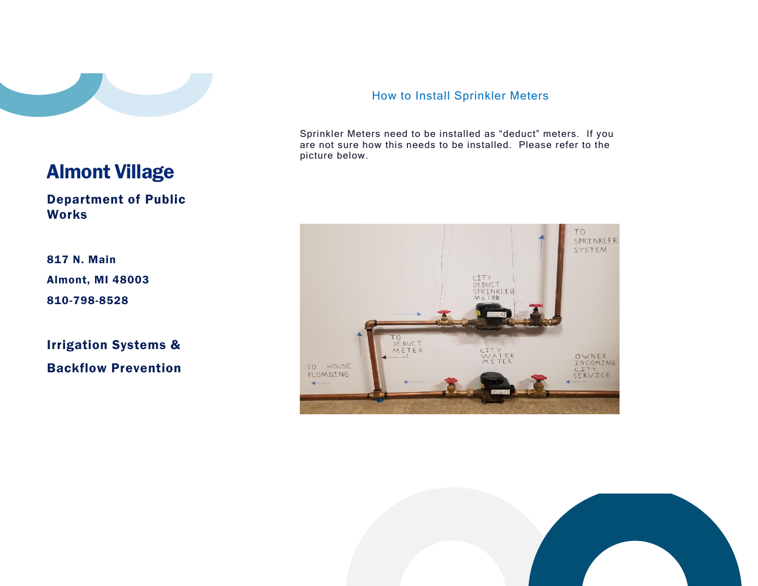# Almont Village

**Department of Public Works**

**817 N. Main**

**Almont, MI 48003**

**810-798-8528**

**Irrigation Systems &**

**Backflow Prevention**

## How to Install Sprinkler Meters

Sprinkler Meters need to be installed as "deduct" meters. If you are not sure how this needs to be installed. Please refer to the picture below.

TO SPRINKLER SYSTEM

CITY DEDUCT SPRINKLER METER

TO DEDUCT METER

CITY WATER METER

OWNER INCOMING CITY SERVICE

TO HOUSE PLUMBING